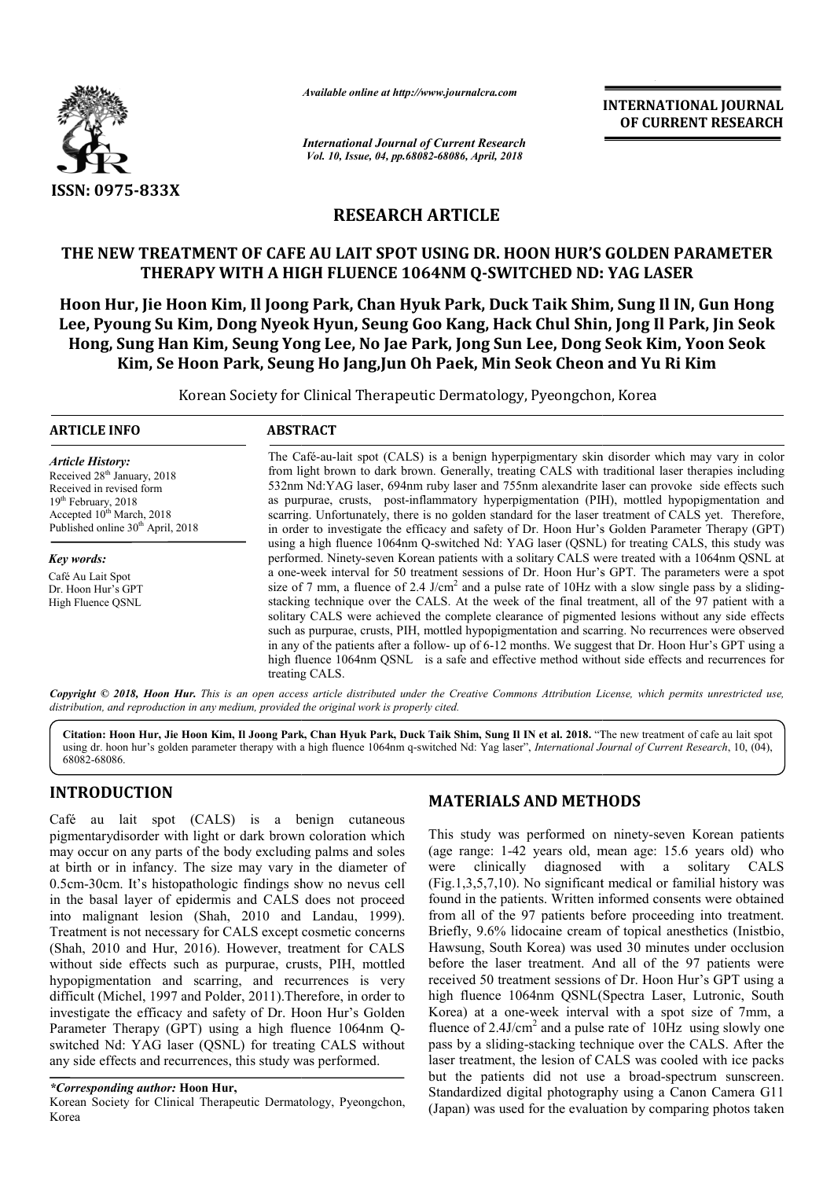*Available online at http://www.journalcra.com*

*International Journal of Current Research*
*Vol. 10, Issue, 04, pp.68082-68086, April, 2018*

**INTERNATIONAL JOURNAL OF CURRENT RESEARCH**

ISSN: 0975-833X

## RESEARCH ARTICLE

# THE NEW TREATMENT OF CAFE AU LAIT SPOT USING DR. HOON HUR'S GOLDEN PARAMETER THERAPY WITH A HIGH FLUENCE 1064NM Q-SWITCHED ND: YAG LASER

**Hoon Hur, Jie Hoon Kim, Il Joong Park, Chan Hyuk Park, Duck Taik Shim, Sung Il IN, Gun Hong Lee, Pyoung Su Kim, Dong Nyeok Hyun, Seung Goo Kang, Hack Chul Shin, Jong Il Park, Jin Seok Hong, Sung Han Kim, Seung Yong Lee, No Jae Park, Jong Sun Lee, Dong Seok Kim, Yoon Seok Kim, Se Hoon Park, Seung Ho Jang,Jun Oh Paek, Min Seok Cheon and Yu Ri Kim**

Korean Society for Clinical Therapeutic Dermatology, Pyeongchon, Korea

### ARTICLE INFO

*Article History:*
Received 28th January, 2018
Received in revised form
19th February, 2018
Accepted 10th March, 2018
Published online 30th April, 2018

*Key words:*
Café Au Lait Spot
Dr. Hoon Hur's GPT
High Fluence QSNL

### ABSTRACT

The Café-au-lait spot (CALS) is a benign hyperpigmentary skin disorder which may vary in color from light brown to dark brown. Generally, treating CALS with traditional laser therapies including 532nm Nd:YAG laser, 694nm ruby laser and 755nm alexandrite laser can provoke side effects such as purpurae, crusts, post-inflammatory hyperpigmentation (PIH), mottled hypopigmentation and scarring. Unfortunately, there is no golden standard for the laser treatment of CALS yet. Therefore, in order to investigate the efficacy and safety of Dr. Hoon Hur's Golden Parameter Therapy (GPT) using a high fluence 1064nm Q-switched Nd: YAG laser (QSNL) for treating CALS, this study was performed. Ninety-seven Korean patients with a solitary CALS were treated with a 1064nm QSNL at a one-week interval for 50 treatment sessions of Dr. Hoon Hur's GPT. The parameters were a spot size of 7 mm, a fluence of 2.4 J/cm$^2$ and a pulse rate of 10Hz with a slow single pass by a sliding-stacking technique over the CALS. At the week of the final treatment, all of the 97 patient with a solitary CALS were achieved the complete clearance of pigmented lesions without any side effects such as purpurae, crusts, PIH, mottled hypopigmentation and scarring. No recurrences were observed in any of the patients after a follow- up of 6-12 months. We suggest that Dr. Hoon Hur's GPT using a high fluence 1064nm QSNL is a safe and effective method without side effects and recurrences for treating CALS.

***Copyright © 2018, Hoon Hur.*** *This is an open access article distributed under the Creative Commons Attribution License, which permits unrestricted use, distribution, and reproduction in any medium, provided the original work is properly cited.*

**Citation: Hoon Hur, Jie Hoon Kim, Il Joong Park, Chan Hyuk Park, Duck Taik Shim, Sung Il IN et al. 2018.** "The new treatment of cafe au lait spot using dr. hoon hur's golden parameter therapy with a high fluence 1064nm q-switched Nd: Yag laser", *International Journal of Current Research*, 10, (04), 68082-68086.

## INTRODUCTION

Café au lait spot (CALS) is a benign cutaneous pigmentarydisorder with light or dark brown coloration which may occur on any parts of the body excluding palms and soles at birth or in infancy. The size may vary in the diameter of 0.5cm-30cm. It's histopathologic findings show no nevus cell in the basal layer of epidermis and CALS does not proceed into malignant lesion (Shah, 2010 and Landau, 1999). Treatment is not necessary for CALS except cosmetic concerns (Shah, 2010 and Hur, 2016). However, treatment for CALS without side effects such as purpurae, crusts, PIH, mottled hypopigmentation and scarring, and recurrences is very difficult (Michel, 1997 and Polder, 2011).Therefore, in order to investigate the efficacy and safety of Dr. Hoon Hur's Golden Parameter Therapy (GPT) using a high fluence 1064nm Q-switched Nd: YAG laser (QSNL) for treating CALS without any side effects and recurrences, this study was performed.

*\*Corresponding author:* **Hoon Hur,**
Korean Society for Clinical Therapeutic Dermatology, Pyeongchon, Korea

## MATERIALS AND METHODS

This study was performed on ninety-seven Korean patients (age range: 1-42 years old, mean age: 15.6 years old) who were clinically diagnosed with a solitary CALS (Fig.1,3,5,7,10). No significant medical or familial history was found in the patients. Written informed consents were obtained from all of the 97 patients before proceeding into treatment. Briefly, 9.6% lidocaine cream of topical anesthetics (Inistbio, Hawsung, South Korea) was used 30 minutes under occlusion before the laser treatment. And all of the 97 patients were received 50 treatment sessions of Dr. Hoon Hur's GPT using a high fluence 1064nm QSNL(Spectra Laser, Lutronic, South Korea) at a one-week interval with a spot size of 7mm, a fluence of 2.4J/cm$^2$ and a pulse rate of 10Hz using slowly one pass by a sliding-stacking technique over the CALS. After the laser treatment, the lesion of CALS was cooled with ice packs but the patients did not use a broad-spectrum sunscreen. Standardized digital photography using a Canon Camera G11 (Japan) was used for the evaluation by comparing photos taken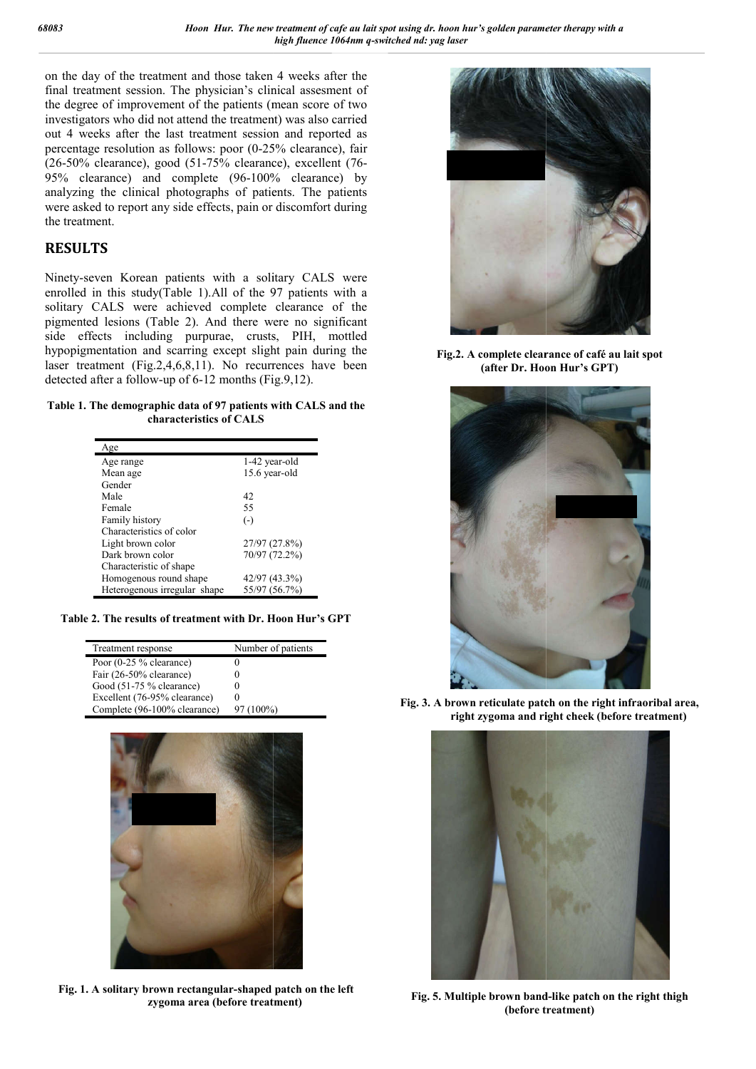on the day of the treatment and those taken 4 weeks after the final treatment session. The physician's clinical assesment of the degree of improvement of the patients (mean score of two investigators who did not attend the treatment) was also carried out 4 weeks after the last treatment session and reported as percentage resolution as follows: poor (0-25% clearance), fair (26-50% clearance), good (51-75% clearance), excellent (76-95% clearance) and complete (96-100% clearance) by analyzing the clinical photographs of patients. The patients were asked to report any side effects, pain or discomfort during the treatment.

## RESULTS

Ninety-seven Korean patients with a solitary CALS were enrolled in this study(Table 1).All of the 97 patients with a solitary CALS were achieved complete clearance of the pigmented lesions (Table 2). And there were no significant side effects including purpurae, crusts, PIH, mottled hypopigmentation and scarring except slight pain during the laser treatment (Fig.2,4,6,8,11). No recurrences have been detected after a follow-up of 6-12 months (Fig.9,12).

**Table 1. The demographic data of 97 patients with CALS and the characteristics of CALS**

| Age | |
|---|---|
| Age range | 1-42 year-old |
| Mean age | 15.6 year-old |
| Gender | |
| Male | 42 |
| Female | 55 |
| Family history | (-) |
| Characteristics of color | |
| Light brown color | 27/97 (27.8%) |
| Dark brown color | 70/97 (72.2%) |
| Characteristic of shape | |
| Homogenous round shape | 42/97 (43.3%) |
| Heterogenous irregular shape | 55/97 (56.7%) |

**Table 2. The results of treatment with Dr. Hoon Hur's GPT**

| Treatment response | Number of patients |
|---|---|
| Poor (0-25 % clearance) | 0 |
| Fair (26-50% clearance) | 0 |
| Good (51-75 % clearance) | 0 |
| Excellent (76-95% clearance) | 0 |
| Complete (96-100% clearance) | 97 (100%) |

**Fig. 1. A solitary brown rectangular-shaped patch on the left zygoma area (before treatment)**

**Fig.2. A complete clearance of café au lait spot (after Dr. Hoon Hur's GPT)**

**Fig. 3. A brown reticulate patch on the right infraoribal area, right zygoma and right cheek (before treatment)**

**Fig. 5. Multiple brown band-like patch on the right thigh (before treatment)**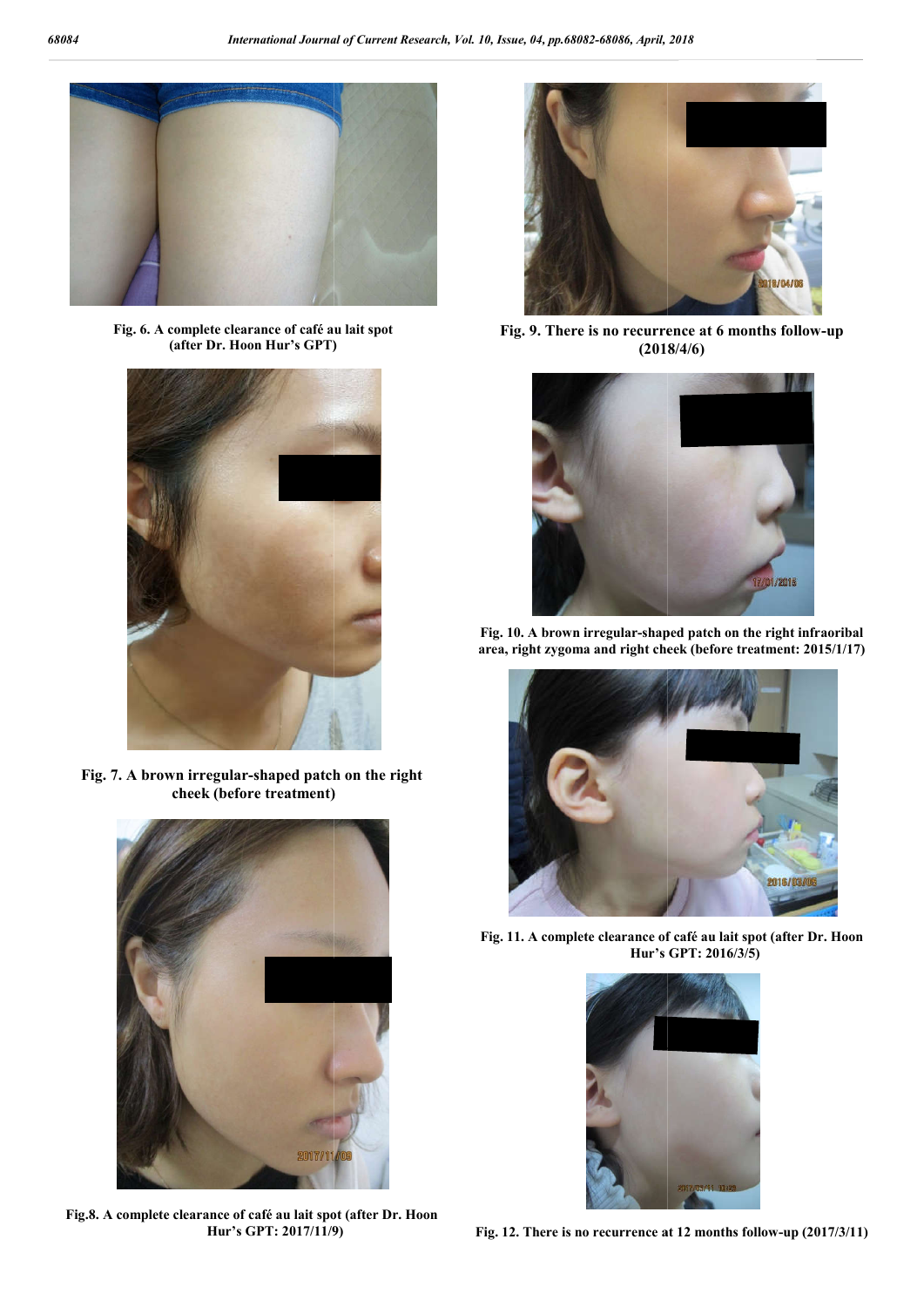Fig. 6. A complete clearance of café au lait spot (after Dr. Hoon Hur's GPT)

Fig. 7. A brown irregular-shaped patch on the right cheek (before treatment)

Fig.8. A complete clearance of café au lait spot (after Dr. Hoon Hur's GPT: 2017/11/9)

Fig. 9. There is no recurrence at 6 months follow-up (2018/4/6)

Fig. 10. A brown irregular-shaped patch on the right infraoribal area, right zygoma and right cheek (before treatment: 2015/1/17)

Fig. 11. A complete clearance of café au lait spot (after Dr. Hoon Hur's GPT: 2016/3/5)

Fig. 12. There is no recurrence at 12 months follow-up (2017/3/11)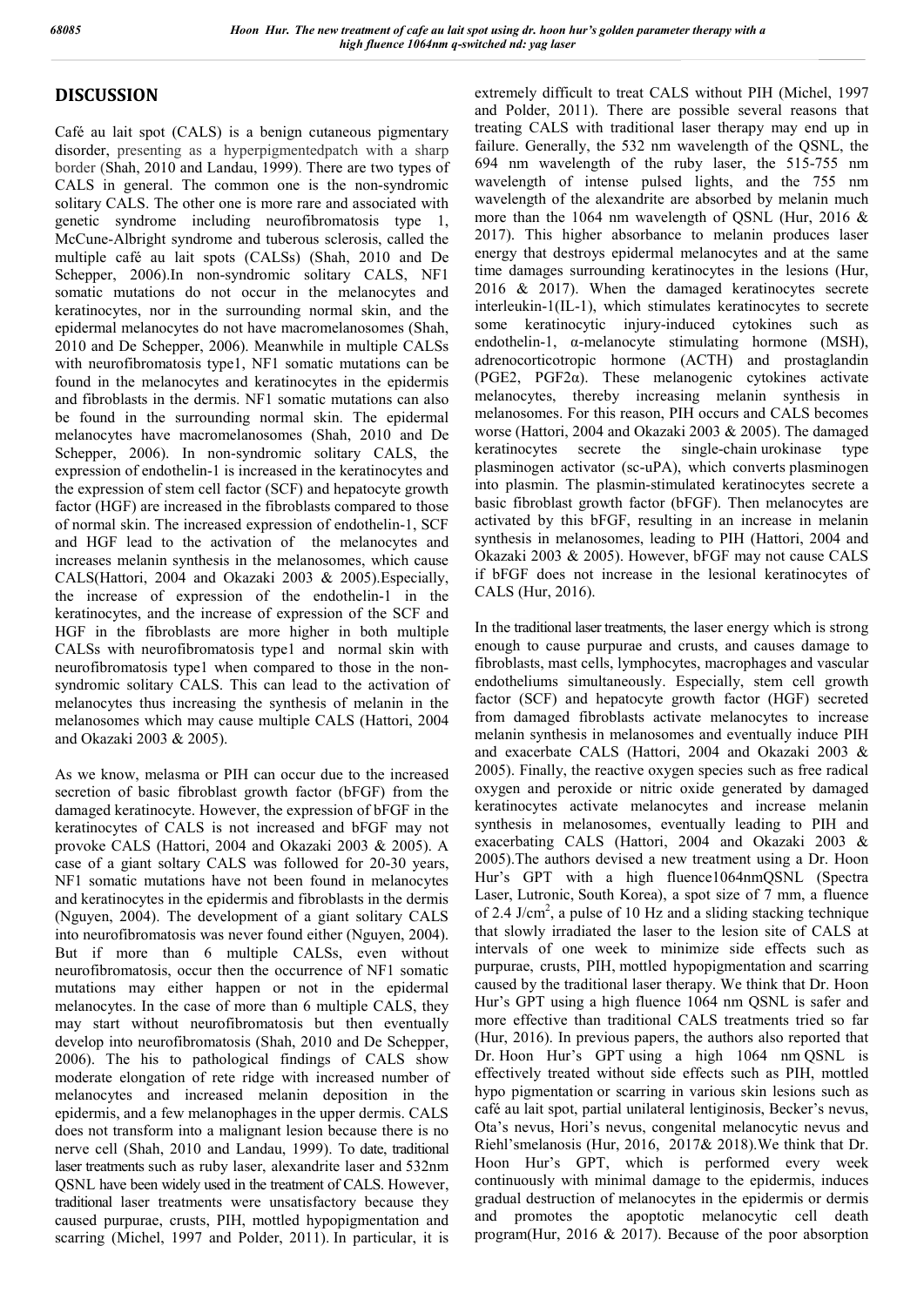## DISCUSSION

Café au lait spot (CALS) is a benign cutaneous pigmentary disorder, presenting as a hyperpigmentedpatch with a sharp border (Shah, 2010 and Landau, 1999). There are two types of CALS in general. The common one is the non-syndromic solitary CALS. The other one is more rare and associated with genetic syndrome including neurofibromatosis type 1, McCune-Albright syndrome and tuberous sclerosis, called the multiple café au lait spots (CALSs) (Shah, 2010 and De Schepper, 2006).In non-syndromic solitary CALS, NF1 somatic mutations do not occur in the melanocytes and keratinocytes, nor in the surrounding normal skin, and the epidermal melanocytes do not have macromelanosomes (Shah, 2010 and De Schepper, 2006). Meanwhile in multiple CALSs with neurofibromatosis type1, NF1 somatic mutations can be found in the melanocytes and keratinocytes in the epidermis and fibroblasts in the dermis. NF1 somatic mutations can also be found in the surrounding normal skin. The epidermal melanocytes have macromelanosomes (Shah, 2010 and De Schepper, 2006). In non-syndromic solitary CALS, the expression of endothelin-1 is increased in the keratinocytes and the expression of stem cell factor (SCF) and hepatocyte growth factor (HGF) are increased in the fibroblasts compared to those of normal skin. The increased expression of endothelin-1, SCF and HGF lead to the activation of the melanocytes and increases melanin synthesis in the melanosomes, which cause CALS(Hattori, 2004 and Okazaki 2003 & 2005).Especially, the increase of expression of the endothelin-1 in the keratinocytes, and the increase of expression of the SCF and HGF in the fibroblasts are more higher in both multiple CALSs with neurofibromatosis type1 and normal skin with neurofibromatosis type1 when compared to those in the non-syndromic solitary CALS. This can lead to the activation of melanocytes thus increasing the synthesis of melanin in the melanosomes which may cause multiple CALS (Hattori, 2004 and Okazaki 2003 & 2005).

As we know, melasma or PIH can occur due to the increased secretion of basic fibroblast growth factor (bFGF) from the damaged keratinocyte. However, the expression of bFGF in the keratinocytes of CALS is not increased and bFGF may not provoke CALS (Hattori, 2004 and Okazaki 2003 & 2005). A case of a giant soltary CALS was followed for 20-30 years, NF1 somatic mutations have not been found in melanocytes and keratinocytes in the epidermis and fibroblasts in the dermis (Nguyen, 2004). The development of a giant solitary CALS into neurofibromatosis was never found either (Nguyen, 2004). But if more than 6 multiple CALSs, even without neurofibromatosis, occur then the occurrence of NF1 somatic mutations may either happen or not in the epidermal melanocytes. In the case of more than 6 multiple CALS, they may start without neurofibromatosis but then eventually develop into neurofibromatosis (Shah, 2010 and De Schepper, 2006). The his to pathological findings of CALS show moderate elongation of rete ridge with increased number of melanocytes and increased melanin deposition in the epidermis, and a few melanophages in the upper dermis. CALS does not transform into a malignant lesion because there is no nerve cell (Shah, 2010 and Landau, 1999). To date, traditional laser treatments such as ruby laser, alexandrite laser and 532nm QSNL have been widely used in the treatment of CALS. However, traditional laser treatments were unsatisfactory because they caused purpurae, crusts, PIH, mottled hypopigmentation and scarring (Michel, 1997 and Polder, 2011). In particular, it is extremely difficult to treat CALS without PIH (Michel, 1997 and Polder, 2011). There are possible several reasons that treating CALS with traditional laser therapy may end up in failure. Generally, the 532 nm wavelength of the QSNL, the 694 nm wavelength of the ruby laser, the 515-755 nm wavelength of intense pulsed lights, and the 755 nm wavelength of the alexandrite are absorbed by melanin much more than the 1064 nm wavelength of QSNL (Hur, 2016 & 2017). This higher absorbance to melanin produces laser energy that destroys epidermal melanocytes and at the same time damages surrounding keratinocytes in the lesions (Hur, 2016 & 2017). When the damaged keratinocytes secrete interleukin-1(IL-1), which stimulates keratinocytes to secrete some keratinocytic injury-induced cytokines such as endothelin-1, α-melanocyte stimulating hormone (MSH), adrenocorticotropic hormone (ACTH) and prostaglandin (PGE2, PGF2α). These melanogenic cytokines activate melanocytes, thereby increasing melanin synthesis in melanosomes. For this reason, PIH occurs and CALS becomes worse (Hattori, 2004 and Okazaki 2003 & 2005). The damaged keratinocytes secrete the single-chain urokinase type plasminogen activator (sc-uPA), which converts plasminogen into plasmin. The plasmin-stimulated keratinocytes secrete a basic fibroblast growth factor (bFGF). Then melanocytes are activated by this bFGF, resulting in an increase in melanin synthesis in melanosomes, leading to PIH (Hattori, 2004 and Okazaki 2003 & 2005). However, bFGF may not cause CALS if bFGF does not increase in the lesional keratinocytes of CALS (Hur, 2016).

In the traditional laser treatments, the laser energy which is strong enough to cause purpurae and crusts, and causes damage to fibroblasts, mast cells, lymphocytes, macrophages and vascular endotheliums simultaneously. Especially, stem cell growth factor (SCF) and hepatocyte growth factor (HGF) secreted from damaged fibroblasts activate melanocytes to increase melanin synthesis in melanosomes and eventually induce PIH and exacerbate CALS (Hattori, 2004 and Okazaki 2003 & 2005). Finally, the reactive oxygen species such as free radical oxygen and peroxide or nitric oxide generated by damaged keratinocytes activate melanocytes and increase melanin synthesis in melanosomes, eventually leading to PIH and exacerbating CALS (Hattori, 2004 and Okazaki 2003 & 2005).The authors devised a new treatment using a Dr. Hoon Hur's GPT with a high fluence1064nmQSNL (Spectra Laser, Lutronic, South Korea), a spot size of 7 mm, a fluence of 2.4 J/cm$^2$, a pulse of 10 Hz and a sliding stacking technique that slowly irradiated the laser to the lesion site of CALS at intervals of one week to minimize side effects such as purpurae, crusts, PIH, mottled hypopigmentation and scarring caused by the traditional laser therapy. We think that Dr. Hoon Hur's GPT using a high fluence 1064 nm QSNL is safer and more effective than traditional CALS treatments tried so far (Hur, 2016). In previous papers, the authors also reported that Dr. Hoon Hur's GPT using a high 1064 nm QSNL is effectively treated without side effects such as PIH, mottled hypo pigmentation or scarring in various skin lesions such as café au lait spot, partial unilateral lentiginosis, Becker's nevus, Ota's nevus, Hori's nevus, congenital melanocytic nevus and Riehl'smelanosis (Hur, 2016, 2017& 2018).We think that Dr. Hoon Hur's GPT, which is performed every week continuously with minimal damage to the epidermis, induces gradual destruction of melanocytes in the epidermis or dermis and promotes the apoptotic melanocytic cell death program(Hur, 2016 & 2017). Because of the poor absorption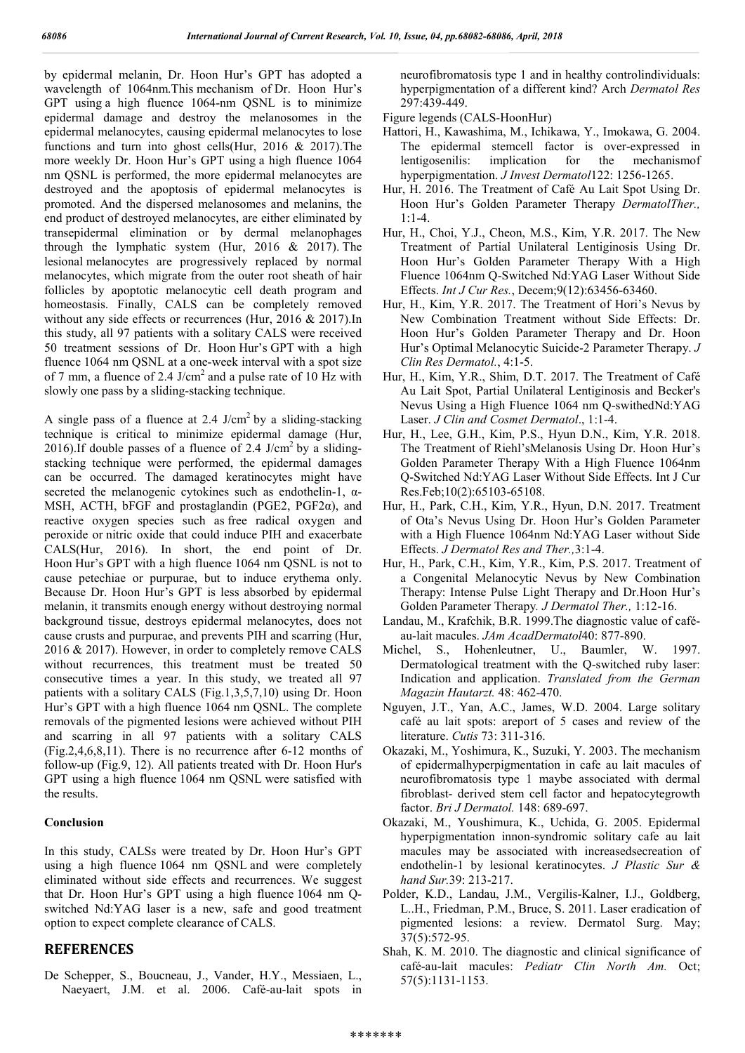by epidermal melanin, Dr. Hoon Hur's GPT has adopted a wavelength of 1064nm.This mechanism of Dr. Hoon Hur's GPT using a high fluence 1064-nm QSNL is to minimize epidermal damage and destroy the melanosomes in the epidermal melanocytes, causing epidermal melanocytes to lose functions and turn into ghost cells(Hur, 2016 & 2017).The more weekly Dr. Hoon Hur's GPT using a high fluence 1064 nm QSNL is performed, the more epidermal melanocytes are destroyed and the apoptosis of epidermal melanocytes is promoted. And the dispersed melanosomes and melanins, the end product of destroyed melanocytes, are either eliminated by transepidermal elimination or by dermal melanophages through the lymphatic system (Hur, 2016 & 2017). The lesional melanocytes are progressively replaced by normal melanocytes, which migrate from the outer root sheath of hair follicles by apoptotic melanocytic cell death program and homeostasis. Finally, CALS can be completely removed without any side effects or recurrences (Hur, 2016 & 2017).In this study, all 97 patients with a solitary CALS were received 50 treatment sessions of Dr. Hoon Hur's GPT with a high fluence 1064 nm QSNL at a one-week interval with a spot size of 7 mm, a fluence of 2.4 J/cm$^2$ and a pulse rate of 10 Hz with slowly one pass by a sliding-stacking technique.

A single pass of a fluence at 2.4 J/cm$^2$ by a sliding-stacking technique is critical to minimize epidermal damage (Hur, 2016).If double passes of a fluence of 2.4 J/cm$^2$ by a sliding-stacking technique were performed, the epidermal damages can be occurred. The damaged keratinocytes might have secreted the melanogenic cytokines such as endothelin-1, α-MSH, ACTH, bFGF and prostaglandin (PGE2, PGF2α), and reactive oxygen species such as free radical oxygen and peroxide or nitric oxide that could induce PIH and exacerbate CALS(Hur, 2016). In short, the end point of Dr. Hoon Hur's GPT with a high fluence 1064 nm QSNL is not to cause petechiae or purpurae, but to induce erythema only. Because Dr. Hoon Hur's GPT is less absorbed by epidermal melanin, it transmits enough energy without destroying normal background tissue, destroys epidermal melanocytes, does not cause crusts and purpurae, and prevents PIH and scarring (Hur, 2016 & 2017). However, in order to completely remove CALS without recurrences, this treatment must be treated 50 consecutive times a year. In this study, we treated all 97 patients with a solitary CALS (Fig.1,3,5,7,10) using Dr. Hoon Hur's GPT with a high fluence 1064 nm QSNL. The complete removals of the pigmented lesions were achieved without PIH and scarring in all 97 patients with a solitary CALS (Fig.2,4,6,8,11). There is no recurrence after 6-12 months of follow-up (Fig.9, 12). All patients treated with Dr. Hoon Hur's GPT using a high fluence 1064 nm QSNL were satisfied with the results.

## Conclusion

In this study, CALSs were treated by Dr. Hoon Hur's GPT using a high fluence 1064 nm QSNL and were completely eliminated without side effects and recurrences. We suggest that Dr. Hoon Hur's GPT using a high fluence 1064 nm Q-switched Nd:YAG laser is a new, safe and good treatment option to expect complete clearance of CALS.

## REFERENCES

De Schepper, S., Boucneau, J., Vander, H.Y., Messiaen, L., Naeyaert, J.M. et al. 2006. Café-au-lait spots in neurofibromatosis type 1 and in healthy controlindividuals: hyperpigmentation of a different kind? Arch *Dermatol Res* 297:439-449.

Figure legends (CALS-HoonHur)

Hattori, H., Kawashima, M., Ichikawa, Y., Imokawa, G. 2004. The epidermal stemcell factor is over-expressed in lentigosenilis: implication for the mechanismof hyperpigmentation. *J Invest Dermatol*122: 1256-1265.

Hur, H. 2016. The Treatment of Café Au Lait Spot Using Dr. Hoon Hur's Golden Parameter Therapy *DermatolTher.,* 1:1-4.

Hur, H., Choi, Y.J., Cheon, M.S., Kim, Y.R. 2017. The New Treatment of Partial Unilateral Lentiginosis Using Dr. Hoon Hur's Golden Parameter Therapy With a High Fluence 1064nm Q-Switched Nd:YAG Laser Without Side Effects. *Int J Cur Res.*, Decem;9(12):63456-63460.

Hur, H., Kim, Y.R. 2017. The Treatment of Hori's Nevus by New Combination Treatment without Side Effects: Dr. Hoon Hur's Golden Parameter Therapy and Dr. Hoon Hur's Optimal Melanocytic Suicide-2 Parameter Therapy. *J Clin Res Dermatol.*, 4:1-5.

Hur, H., Kim, Y.R., Shim, D.T. 2017. The Treatment of Café Au Lait Spot, Partial Unilateral Lentiginosis and Becker's Nevus Using a High Fluence 1064 nm Q-swithedNd:YAG Laser. *J Clin and Cosmet Dermatol*., 1:1-4.

Hur, H., Lee, G.H., Kim, P.S., Hyun D.N., Kim, Y.R. 2018. The Treatment of Riehl'sMelanosis Using Dr. Hoon Hur's Golden Parameter Therapy With a High Fluence 1064nm Q-Switched Nd:YAG Laser Without Side Effects. Int J Cur Res.Feb;10(2):65103-65108.

Hur, H., Park, C.H., Kim, Y.R., Hyun, D.N. 2017. Treatment of Ota's Nevus Using Dr. Hoon Hur's Golden Parameter with a High Fluence 1064nm Nd:YAG Laser without Side Effects. *J Dermatol Res and Ther.,*3:1-4.

Hur, H., Park, C.H., Kim, Y.R., Kim, P.S. 2017. Treatment of a Congenital Melanocytic Nevus by New Combination Therapy: Intense Pulse Light Therapy and Dr.Hoon Hur's Golden Parameter Therapy. *J Dermatol Ther.,* 1:12-16.

Landau, M., Krafchik, B.R. 1999.The diagnostic value of café-au-lait macules. *JAm AcadDermatol*40: 877-890.

Michel, S., Hohenleutner, U., Baumler, W. 1997. Dermatological treatment with the Q-switched ruby laser: Indication and application. *Translated from the German Magazin Hautarzt.* 48: 462-470.

Nguyen, J.T., Yan, A.C., James, W.D. 2004. Large solitary café au lait spots: areport of 5 cases and review of the literature. *Cutis* 73: 311-316.

Okazaki, M., Yoshimura, K., Suzuki, Y. 2003. The mechanism of epidermalhyperpigmentation in cafe au lait macules of neurofibromatosis type 1 maybe associated with dermal fibroblast- derived stem cell factor and hepatocytegrowth factor. *Bri J Dermatol.* 148: 689-697.

Okazaki, M., Youshimura, K., Uchida, G. 2005. Epidermal hyperpigmentation innon-syndromic solitary cafe au lait macules may be associated with increasedsecreation of endothelin-1 by lesional keratinocytes. *J Plastic Sur & hand Sur.*39: 213-217.

Polder, K.D., Landau, J.M., Vergilis-Kalner, I.J., Goldberg, L..H., Friedman, P.M., Bruce, S. 2011. Laser eradication of pigmented lesions: a review. Dermatol Surg. May; 37(5):572-95.

Shah, K. M. 2010. The diagnostic and clinical significance of café-au-lait macules: *Pediatr Clin North Am.* Oct; 57(5):1131-1153.

\*\*\*\*\*\*\*